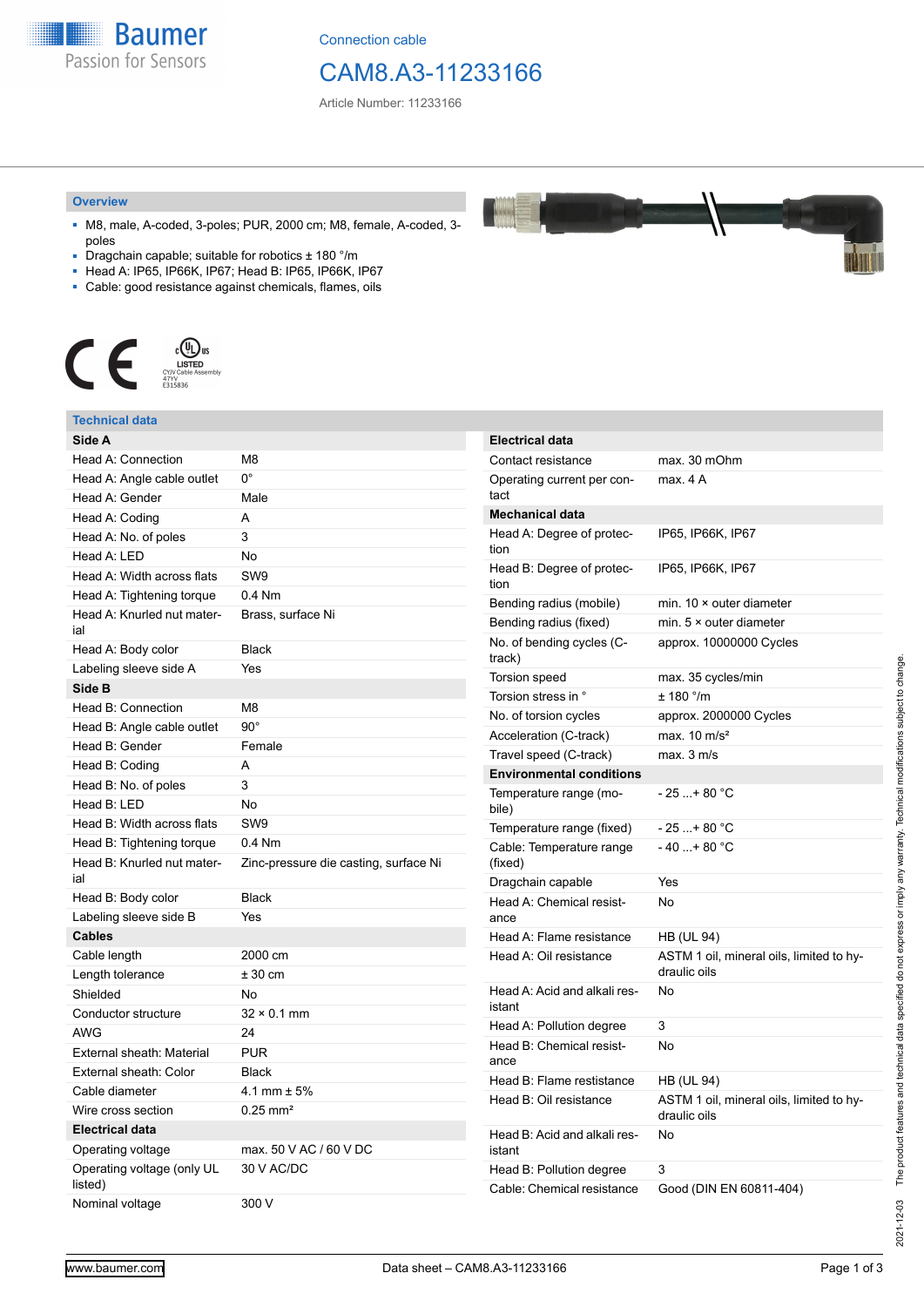Connection cable

# CAM8.A3-11233166

Article Number: 11233166

## Overview

- M8, male, A-coded, 3-poles; PUR, 2000 cm; M8, female, A-coded, 3-poles
- Dragchain capable; suitable for robotics ± 180 °/m
- Head A: IP65, IP66K, IP67; Head B: IP65, IP66K, IP67
- Cable: good resistance against chemicals, flames, oils

## Technical data

| Side A | |
|---|---|
| Head A: Connection | M8 |
| Head A: Angle cable outlet | 0° |
| Head A: Gender | Male |
| Head A: Coding | A |
| Head A: No. of poles | 3 |
| Head A: LED | No |
| Head A: Width across flats | SW9 |
| Head A: Tightening torque | 0.4 Nm |
| Head A: Knurled nut material | Brass, surface Ni |
| Head A: Body color | Black |
| Labeling sleeve side A | Yes |
| **Side B** | |
| Head B: Connection | M8 |
| Head B: Angle cable outlet | 90° |
| Head B: Gender | Female |
| Head B: Coding | A |
| Head B: No. of poles | 3 |
| Head B: LED | No |
| Head B: Width across flats | SW9 |
| Head B: Tightening torque | 0.4 Nm |
| Head B: Knurled nut material | Zinc-pressure die casting, surface Ni |
| Head B: Body color | Black |
| Labeling sleeve side B | Yes |
| **Cables** | |
| Cable length | 2000 cm |
| Length tolerance | ± 30 cm |
| Shielded | No |
| Conductor structure | 32 × 0.1 mm |
| AWG | 24 |
| External sheath: Material | PUR |
| External sheath: Color | Black |
| Cable diameter | 4.1 mm ± 5% |
| Wire cross section | 0.25 mm² |
| **Electrical data** | |
| Operating voltage | max. 50 V AC / 60 V DC |
| Operating voltage (only UL listed) | 30 V AC/DC |
| Nominal voltage | 300 V |

| Electrical data | |
|---|---|
| Contact resistance | max. 30 mOhm |
| Operating current per contact | max. 4 A |
| **Mechanical data** | |
| Head A: Degree of protection | IP65, IP66K, IP67 |
| Head B: Degree of protection | IP65, IP66K, IP67 |
| Bending radius (mobile) | min. 10 × outer diameter |
| Bending radius (fixed) | min. 5 × outer diameter |
| No. of bending cycles (C-track) | approx. 10000000 Cycles |
| Torsion speed | max. 35 cycles/min |
| Torsion stress in ° | ± 180 °/m |
| No. of torsion cycles | approx. 2000000 Cycles |
| Acceleration (C-track) | max. 10 m/s² |
| Travel speed (C-track) | max. 3 m/s |
| **Environmental conditions** | |
| Temperature range (mobile) | - 25 ...+ 80 °C |
| Temperature range (fixed) | - 25 ...+ 80 °C |
| Cable: Temperature range (fixed) | - 40 ...+ 80 °C |
| Dragchain capable | Yes |
| Head A: Chemical resistance | No |
| Head A: Flame resistance | HB (UL 94) |
| Head A: Oil resistance | ASTM 1 oil, mineral oils, limited to hydraulic oils |
| Head A: Acid and alkali resistant | No |
| Head A: Pollution degree | 3 |
| Head B: Chemical resistance | No |
| Head B: Flame resistance | HB (UL 94) |
| Head B: Oil resistance | ASTM 1 oil, mineral oils, limited to hydraulic oils |
| Head B: Acid and alkali resistant | No |
| Head B: Pollution degree | 3 |
| Cable: Chemical resistance | Good (DIN EN 60811-404) |

2021-12-03 The product features and technical data specified do not express or imply any warranty. Technical modifications subject to change.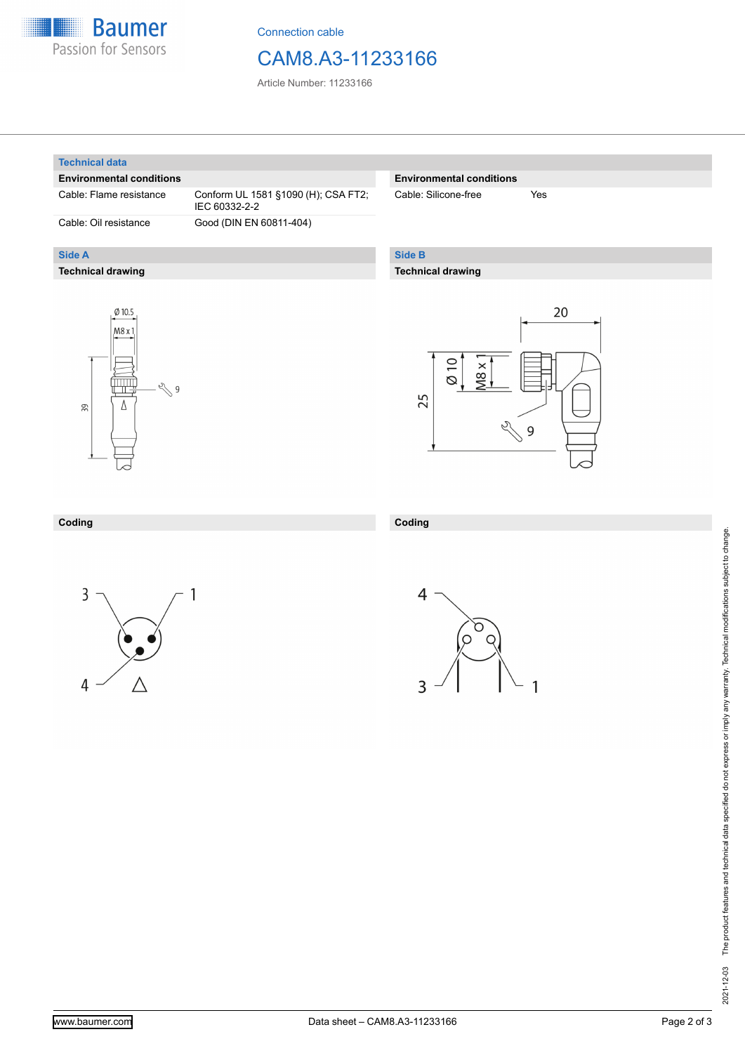Connection cable

# CAM8.A3-11233166

Article Number: 11233166

## Technical data

| Environmental conditions | |
|---|---|
| Cable: Flame resistance | Conform UL 1581 §1090 (H); CSA FT2; IEC 60332-2-2 |
| Cable: Oil resistance | Good (DIN EN 60811-404) |

| Environmental conditions | |
|---|---|
| Cable: Silicone-free | Yes |

## Side A

### Technical drawing

Ø 10.5

M8 x 1

9

39

### Coding

3 1 4

## Side B

### Technical drawing

20

Ø 10

M8 x 1

25

9

### Coding

4 3 1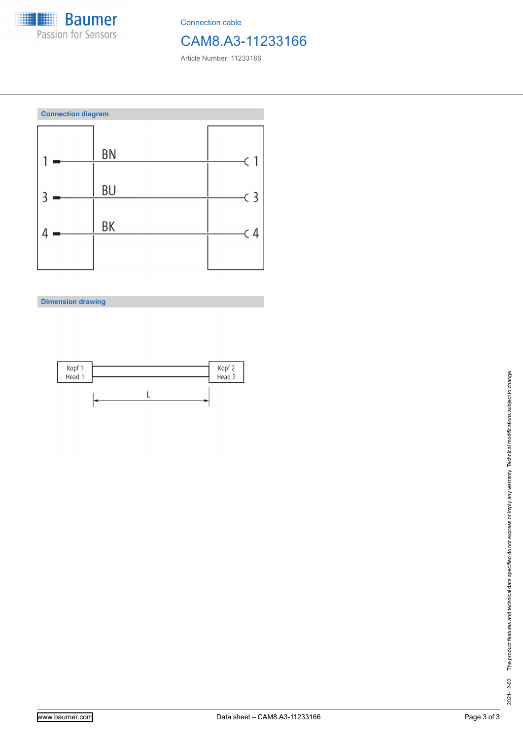Connection cable

# CAM8.A3-11233166

Article Number: 11233166

## Connection diagram

1 BN 1
3 BU 3
4 BK 4

## Dimension drawing

Kopf 1
Head 1

Kopf 2
Head 2

L

The product features and technical data specified do not express or imply any warranty. Technical modifications subject to change.

2021-12-03

www.baumer.com

Data sheet – CAM8.A3-11233166